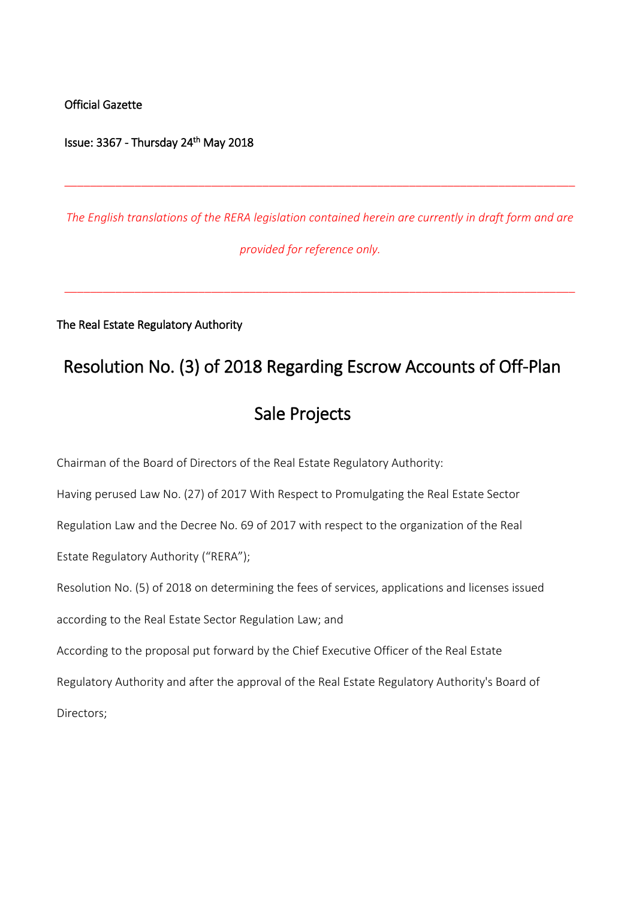Official Gazette

Issue: 3367 - Thursday 24th May 2018

---

*The English translations of the RERA legislation contained herein are currently in draft form and are provided for reference only.*

---

The Real Estate Regulatory Authority

# Resolution No. (3) of 2018 Regarding Escrow Accounts of Off-Plan Sale Projects

Chairman of the Board of Directors of the Real Estate Regulatory Authority:

Having perused Law No. (27) of 2017 With Respect to Promulgating the Real Estate Sector Regulation Law and the Decree No. 69 of 2017 with respect to the organization of the Real Estate Regulatory Authority ("RERA");

Resolution No. (5) of 2018 on determining the fees of services, applications and licenses issued according to the Real Estate Sector Regulation Law; and

According to the proposal put forward by the Chief Executive Officer of the Real Estate Regulatory Authority and after the approval of the Real Estate Regulatory Authority's Board of Directors;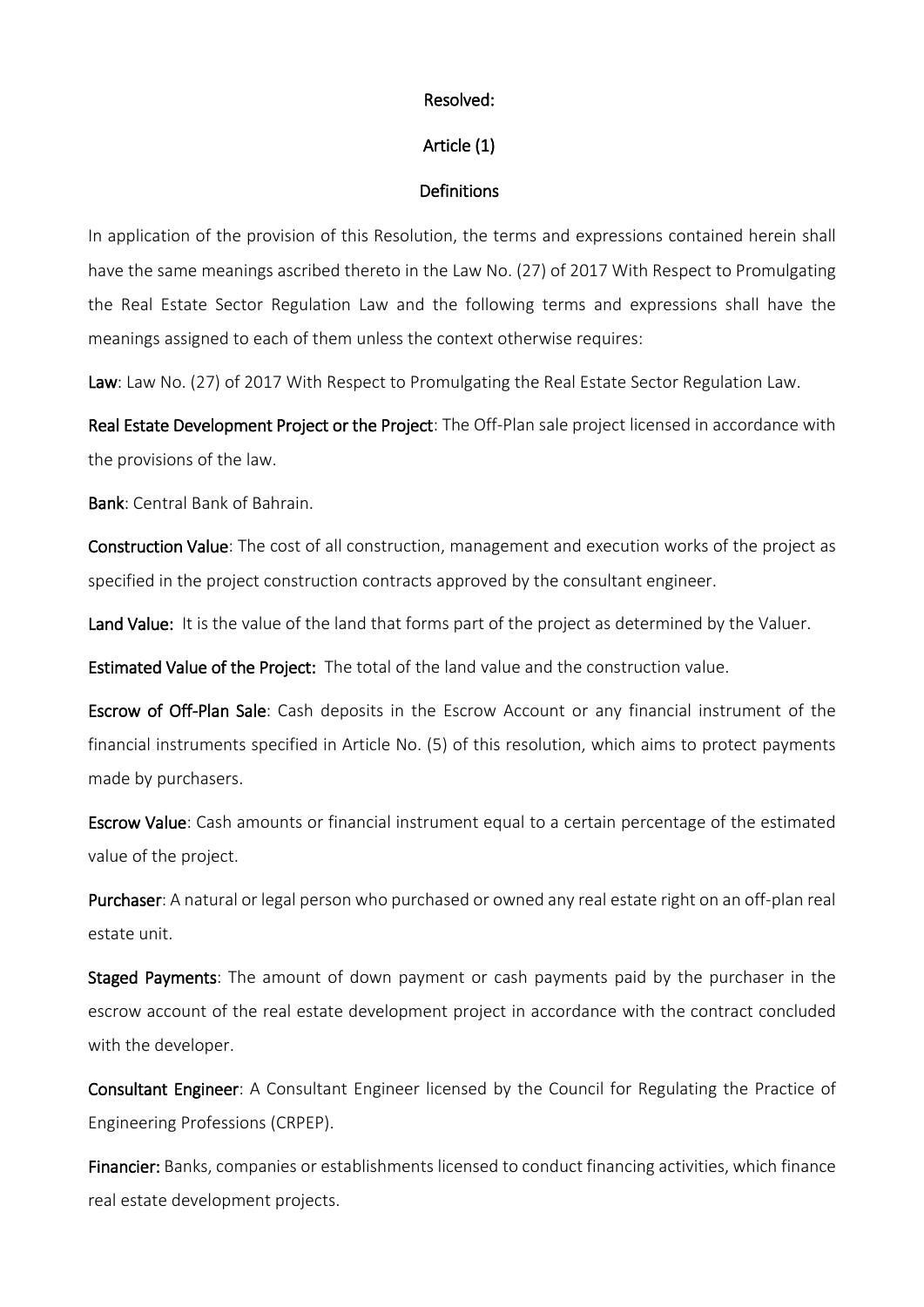## Resolved:

## Article (1)

## Definitions

In application of the provision of this Resolution, the terms and expressions contained herein shall have the same meanings ascribed thereto in the Law No. (27) of 2017 With Respect to Promulgating the Real Estate Sector Regulation Law and the following terms and expressions shall have the meanings assigned to each of them unless the context otherwise requires:

**Law**: Law No. (27) of 2017 With Respect to Promulgating the Real Estate Sector Regulation Law.

**Real Estate Development Project or the Project**: The Off-Plan sale project licensed in accordance with the provisions of the law.

**Bank**: Central Bank of Bahrain.

**Construction Value**: The cost of all construction, management and execution works of the project as specified in the project construction contracts approved by the consultant engineer.

**Land Value:** It is the value of the land that forms part of the project as determined by the Valuer.

**Estimated Value of the Project:** The total of the land value and the construction value.

**Escrow of Off-Plan Sale**: Cash deposits in the Escrow Account or any financial instrument of the financial instruments specified in Article No. (5) of this resolution, which aims to protect payments made by purchasers.

**Escrow Value**: Cash amounts or financial instrument equal to a certain percentage of the estimated value of the project.

**Purchaser**: A natural or legal person who purchased or owned any real estate right on an off-plan real estate unit.

**Staged Payments**: The amount of down payment or cash payments paid by the purchaser in the escrow account of the real estate development project in accordance with the contract concluded with the developer.

**Consultant Engineer**: A Consultant Engineer licensed by the Council for Regulating the Practice of Engineering Professions (CRPEP).

**Financier:** Banks, companies or establishments licensed to conduct financing activities, which finance real estate development projects.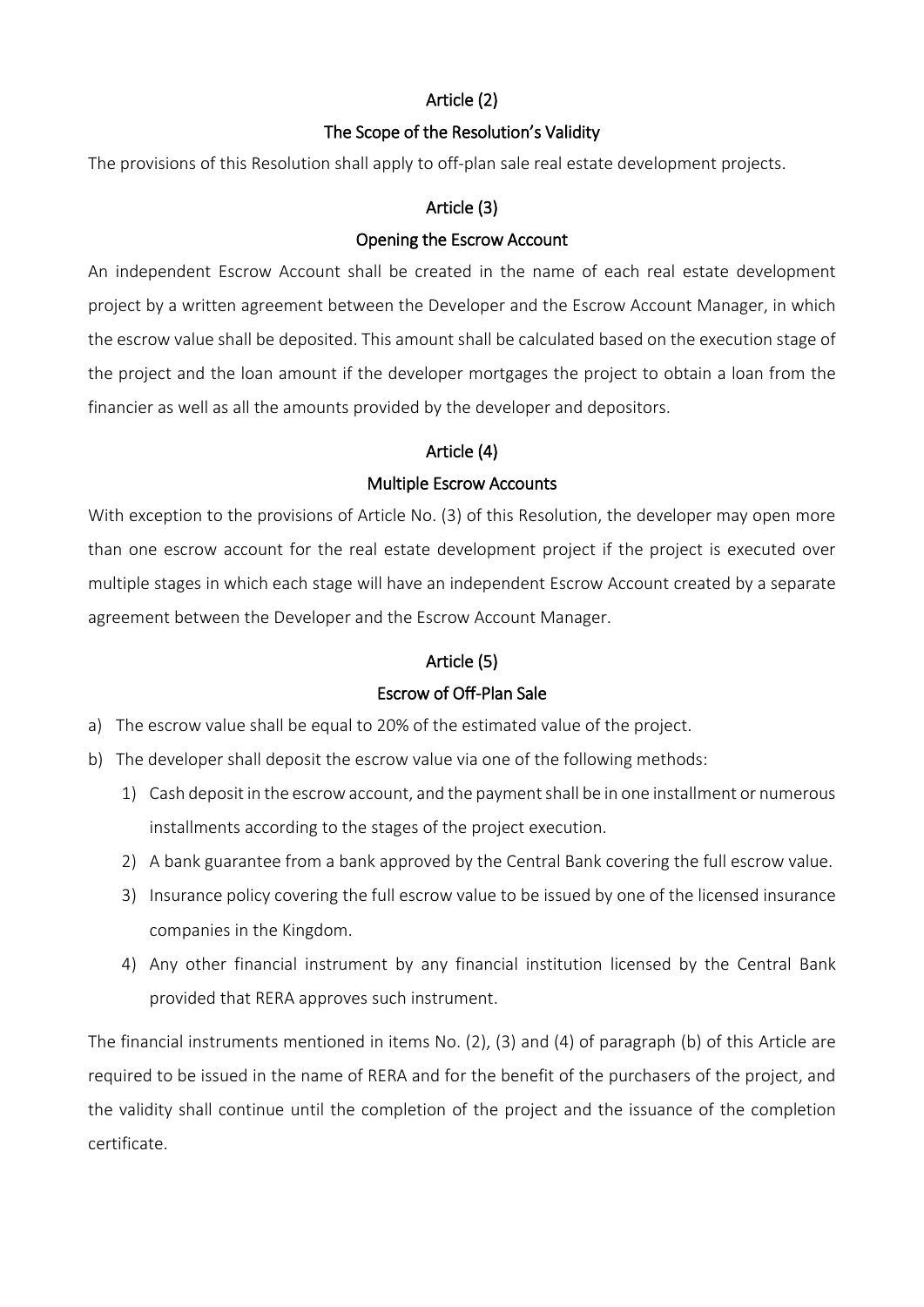## Article (2)

### The Scope of the Resolution's Validity

The provisions of this Resolution shall apply to off-plan sale real estate development projects.

## Article (3)

### Opening the Escrow Account

An independent Escrow Account shall be created in the name of each real estate development project by a written agreement between the Developer and the Escrow Account Manager, in which the escrow value shall be deposited. This amount shall be calculated based on the execution stage of the project and the loan amount if the developer mortgages the project to obtain a loan from the financier as well as all the amounts provided by the developer and depositors.

## Article (4)

### Multiple Escrow Accounts

With exception to the provisions of Article No. (3) of this Resolution, the developer may open more than one escrow account for the real estate development project if the project is executed over multiple stages in which each stage will have an independent Escrow Account created by a separate agreement between the Developer and the Escrow Account Manager.

## Article (5)

### Escrow of Off-Plan Sale

a) The escrow value shall be equal to 20% of the estimated value of the project.

b) The developer shall deposit the escrow value via one of the following methods:

   1) Cash deposit in the escrow account, and the payment shall be in one installment or numerous installments according to the stages of the project execution.
   2) A bank guarantee from a bank approved by the Central Bank covering the full escrow value.
   3) Insurance policy covering the full escrow value to be issued by one of the licensed insurance companies in the Kingdom.
   4) Any other financial instrument by any financial institution licensed by the Central Bank provided that RERA approves such instrument.

The financial instruments mentioned in items No. (2), (3) and (4) of paragraph (b) of this Article are required to be issued in the name of RERA and for the benefit of the purchasers of the project, and the validity shall continue until the completion of the project and the issuance of the completion certificate.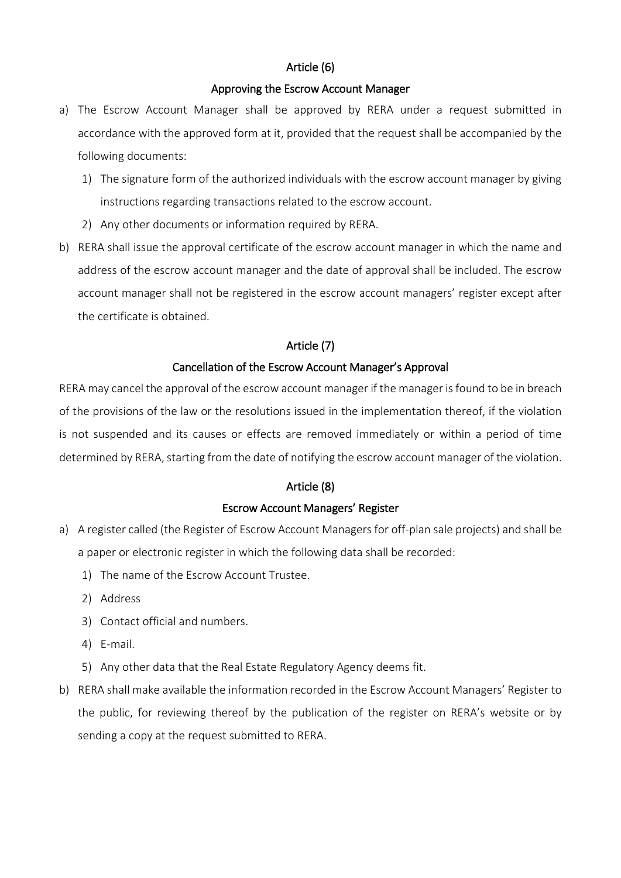## Article (6)

## Approving the Escrow Account Manager

a) The Escrow Account Manager shall be approved by RERA under a request submitted in accordance with the approved form at it, provided that the request shall be accompanied by the following documents:

   1) The signature form of the authorized individuals with the escrow account manager by giving instructions regarding transactions related to the escrow account.
   2) Any other documents or information required by RERA.

b) RERA shall issue the approval certificate of the escrow account manager in which the name and address of the escrow account manager and the date of approval shall be included. The escrow account manager shall not be registered in the escrow account managers' register except after the certificate is obtained.

## Article (7)

## Cancellation of the Escrow Account Manager's Approval

RERA may cancel the approval of the escrow account manager if the manager is found to be in breach of the provisions of the law or the resolutions issued in the implementation thereof, if the violation is not suspended and its causes or effects are removed immediately or within a period of time determined by RERA, starting from the date of notifying the escrow account manager of the violation.

## Article (8)

## Escrow Account Managers' Register

a) A register called (the Register of Escrow Account Managers for off-plan sale projects) and shall be a paper or electronic register in which the following data shall be recorded:

   1) The name of the Escrow Account Trustee.
   2) Address
   3) Contact official and numbers.
   4) E-mail.
   5) Any other data that the Real Estate Regulatory Agency deems fit.

b) RERA shall make available the information recorded in the Escrow Account Managers' Register to the public, for reviewing thereof by the publication of the register on RERA's website or by sending a copy at the request submitted to RERA.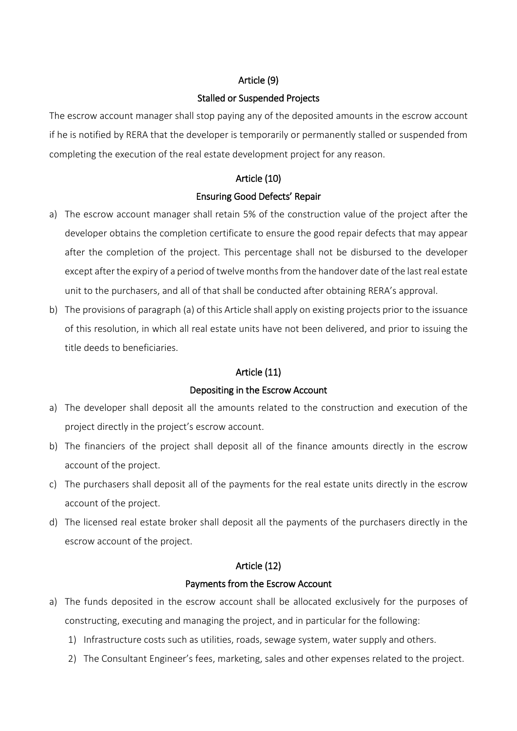## Article (9)

### Stalled or Suspended Projects

The escrow account manager shall stop paying any of the deposited amounts in the escrow account if he is notified by RERA that the developer is temporarily or permanently stalled or suspended from completing the execution of the real estate development project for any reason.

## Article (10)

### Ensuring Good Defects' Repair

a) The escrow account manager shall retain 5% of the construction value of the project after the developer obtains the completion certificate to ensure the good repair defects that may appear after the completion of the project. This percentage shall not be disbursed to the developer except after the expiry of a period of twelve months from the handover date of the last real estate unit to the purchasers, and all of that shall be conducted after obtaining RERA's approval.

b) The provisions of paragraph (a) of this Article shall apply on existing projects prior to the issuance of this resolution, in which all real estate units have not been delivered, and prior to issuing the title deeds to beneficiaries.

## Article (11)

### Depositing in the Escrow Account

a) The developer shall deposit all the amounts related to the construction and execution of the project directly in the project's escrow account.

b) The financiers of the project shall deposit all of the finance amounts directly in the escrow account of the project.

c) The purchasers shall deposit all of the payments for the real estate units directly in the escrow account of the project.

d) The licensed real estate broker shall deposit all the payments of the purchasers directly in the escrow account of the project.

## Article (12)

### Payments from the Escrow Account

a) The funds deposited in the escrow account shall be allocated exclusively for the purposes of constructing, executing and managing the project, and in particular for the following:

   1) Infrastructure costs such as utilities, roads, sewage system, water supply and others.

   2) The Consultant Engineer's fees, marketing, sales and other expenses related to the project.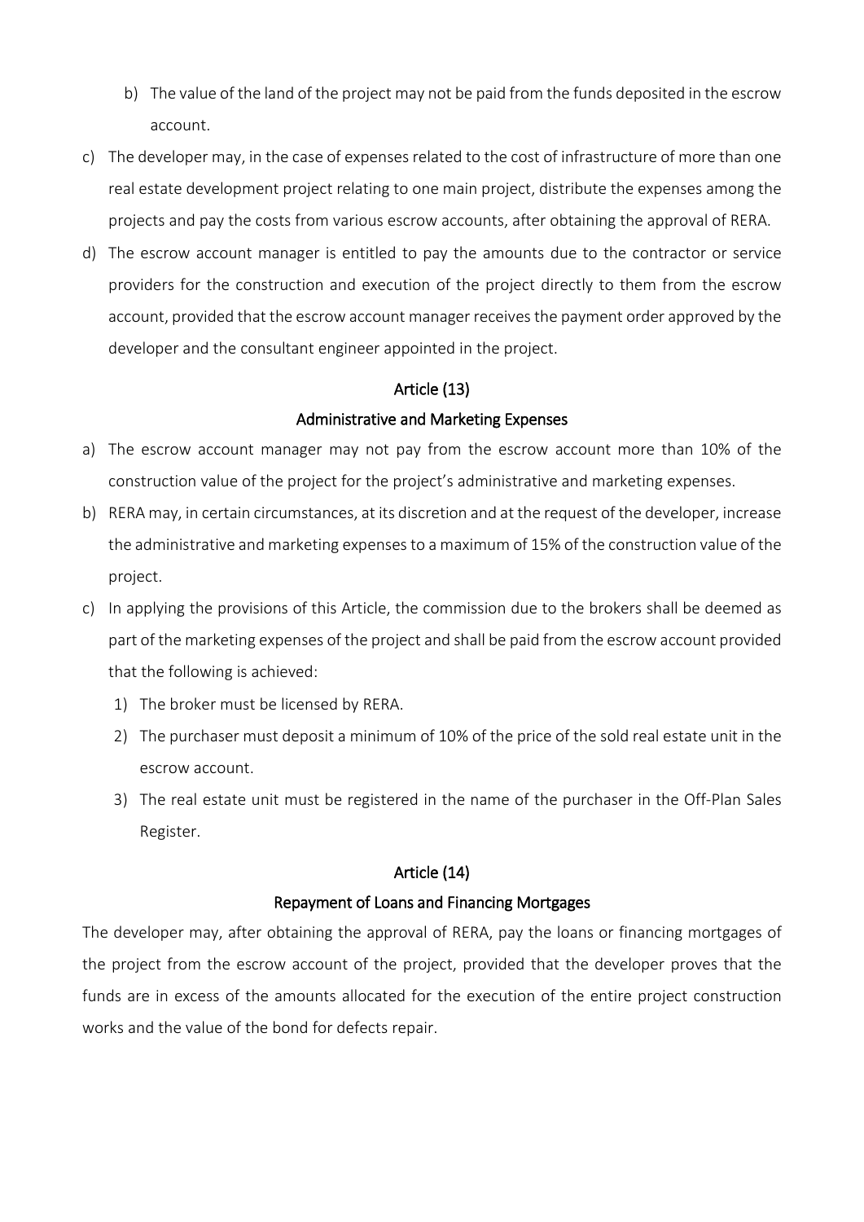b) The value of the land of the project may not be paid from the funds deposited in the escrow account.

c) The developer may, in the case of expenses related to the cost of infrastructure of more than one real estate development project relating to one main project, distribute the expenses among the projects and pay the costs from various escrow accounts, after obtaining the approval of RERA.

d) The escrow account manager is entitled to pay the amounts due to the contractor or service providers for the construction and execution of the project directly to them from the escrow account, provided that the escrow account manager receives the payment order approved by the developer and the consultant engineer appointed in the project.

## Article (13)

## Administrative and Marketing Expenses

a) The escrow account manager may not pay from the escrow account more than 10% of the construction value of the project for the project's administrative and marketing expenses.

b) RERA may, in certain circumstances, at its discretion and at the request of the developer, increase the administrative and marketing expenses to a maximum of 15% of the construction value of the project.

c) In applying the provisions of this Article, the commission due to the brokers shall be deemed as part of the marketing expenses of the project and shall be paid from the escrow account provided that the following is achieved:

   1) The broker must be licensed by RERA.
   2) The purchaser must deposit a minimum of 10% of the price of the sold real estate unit in the escrow account.
   3) The real estate unit must be registered in the name of the purchaser in the Off-Plan Sales Register.

## Article (14)

## Repayment of Loans and Financing Mortgages

The developer may, after obtaining the approval of RERA, pay the loans or financing mortgages of the project from the escrow account of the project, provided that the developer proves that the funds are in excess of the amounts allocated for the execution of the entire project construction works and the value of the bond for defects repair.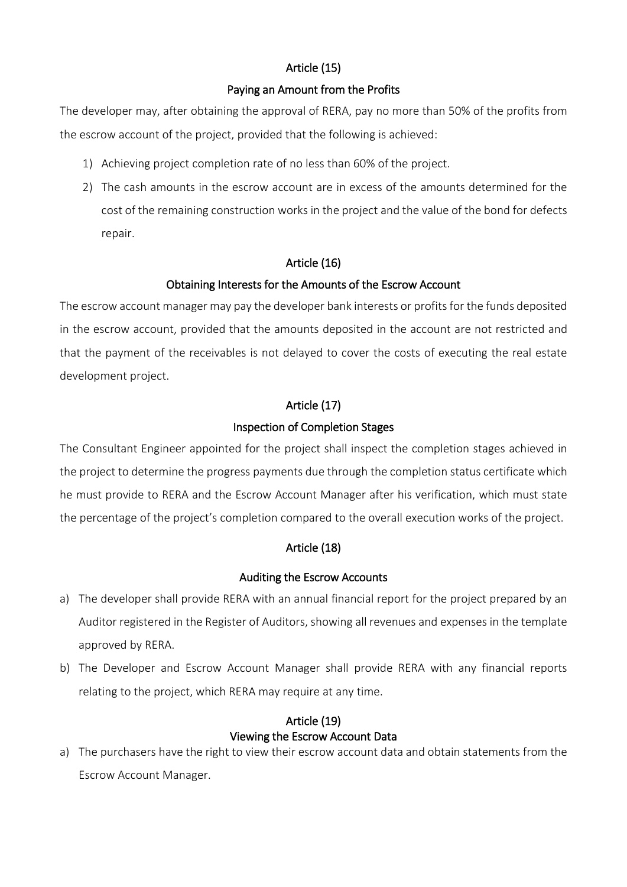## Article (15)

### Paying an Amount from the Profits

The developer may, after obtaining the approval of RERA, pay no more than 50% of the profits from the escrow account of the project, provided that the following is achieved:

1) Achieving project completion rate of no less than 60% of the project.
2) The cash amounts in the escrow account are in excess of the amounts determined for the cost of the remaining construction works in the project and the value of the bond for defects repair.

## Article (16)

### Obtaining Interests for the Amounts of the Escrow Account

The escrow account manager may pay the developer bank interests or profits for the funds deposited in the escrow account, provided that the amounts deposited in the account are not restricted and that the payment of the receivables is not delayed to cover the costs of executing the real estate development project.

## Article (17)

### Inspection of Completion Stages

The Consultant Engineer appointed for the project shall inspect the completion stages achieved in the project to determine the progress payments due through the completion status certificate which he must provide to RERA and the Escrow Account Manager after his verification, which must state the percentage of the project's completion compared to the overall execution works of the project.

## Article (18)

### Auditing the Escrow Accounts

a) The developer shall provide RERA with an annual financial report for the project prepared by an Auditor registered in the Register of Auditors, showing all revenues and expenses in the template approved by RERA.
b) The Developer and Escrow Account Manager shall provide RERA with any financial reports relating to the project, which RERA may require at any time.

## Article (19)

### Viewing the Escrow Account Data

a) The purchasers have the right to view their escrow account data and obtain statements from the Escrow Account Manager.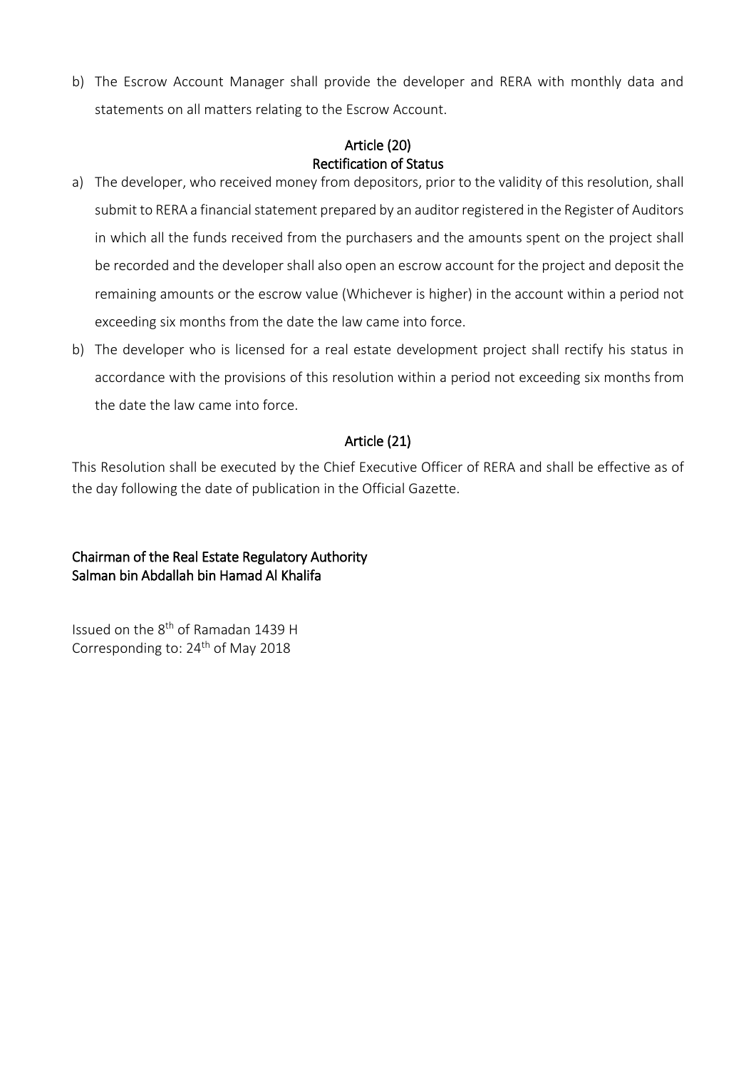b) The Escrow Account Manager shall provide the developer and RERA with monthly data and statements on all matters relating to the Escrow Account.

## Article (20)
## Rectification of Status

a) The developer, who received money from depositors, prior to the validity of this resolution, shall submit to RERA a financial statement prepared by an auditor registered in the Register of Auditors in which all the funds received from the purchasers and the amounts spent on the project shall be recorded and the developer shall also open an escrow account for the project and deposit the remaining amounts or the escrow value (Whichever is higher) in the account within a period not exceeding six months from the date the law came into force.

b) The developer who is licensed for a real estate development project shall rectify his status in accordance with the provisions of this resolution within a period not exceeding six months from the date the law came into force.

## Article (21)

This Resolution shall be executed by the Chief Executive Officer of RERA and shall be effective as of the day following the date of publication in the Official Gazette.

Chairman of the Real Estate Regulatory Authority
Salman bin Abdallah bin Hamad Al Khalifa

Issued on the 8th of Ramadan 1439 H
Corresponding to: 24th of May 2018